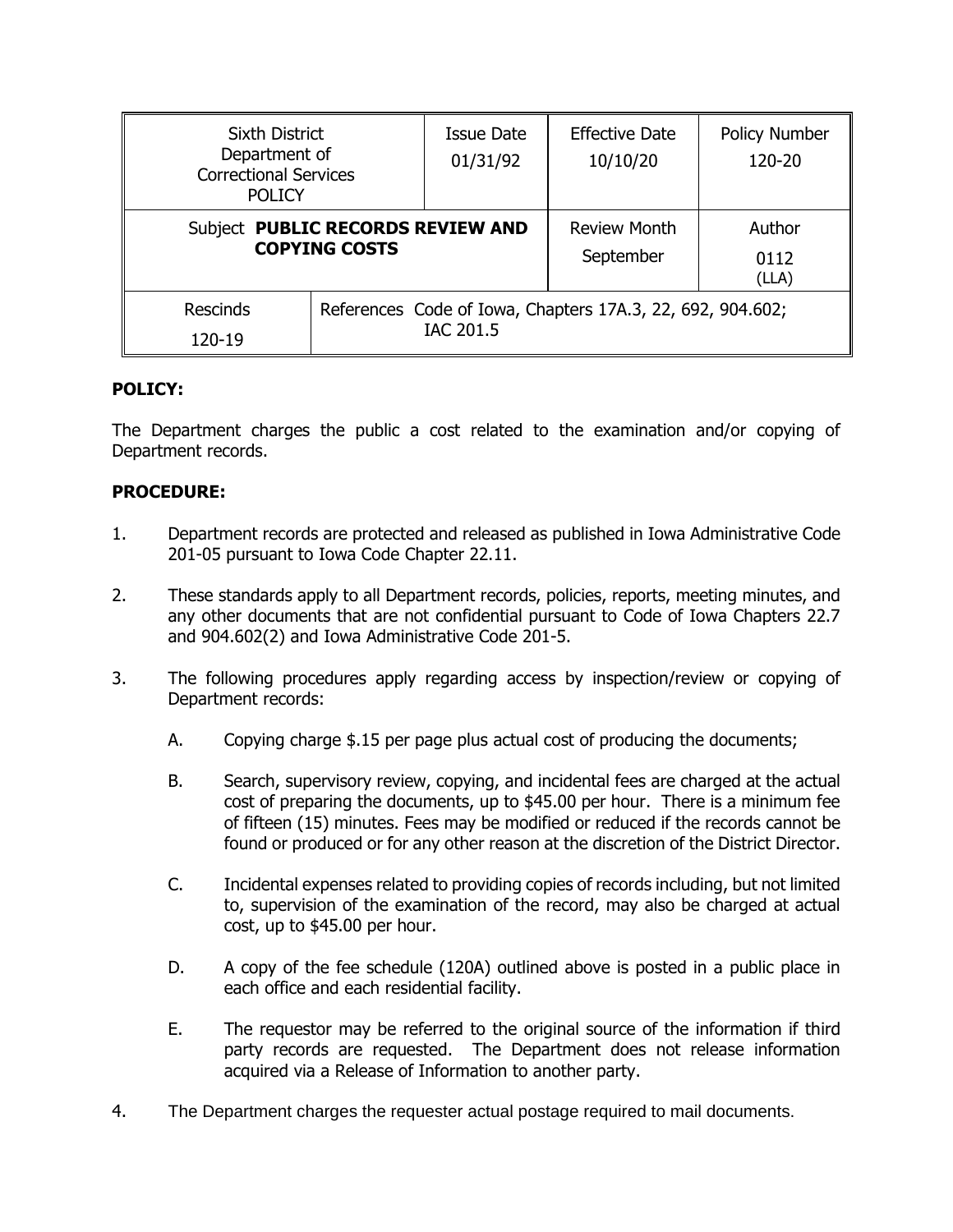| Sixth District Department of Correctional Services POLICY | | Issue Date 01/31/92 | Effective Date 10/10/20 | Policy Number 120-20 |
|---|---|---|---|---|
| Subject **PUBLIC RECORDS REVIEW AND COPYING COSTS** | | | Review Month September | Author 0112 (LLA) |
| Rescinds 120-19 | References Code of Iowa, Chapters 17A.3, 22, 692, 904.602; IAC 201.5 | | | |

**POLICY:**

The Department charges the public a cost related to the examination and/or copying of Department records.

**PROCEDURE:**

1. Department records are protected and released as published in Iowa Administrative Code 201-05 pursuant to Iowa Code Chapter 22.11.

2. These standards apply to all Department records, policies, reports, meeting minutes, and any other documents that are not confidential pursuant to Code of Iowa Chapters 22.7 and 904.602(2) and Iowa Administrative Code 201-5.

3. The following procedures apply regarding access by inspection/review or copying of Department records:

   A. Copying charge $.15 per page plus actual cost of producing the documents;

   B. Search, supervisory review, copying, and incidental fees are charged at the actual cost of preparing the documents, up to $45.00 per hour. There is a minimum fee of fifteen (15) minutes. Fees may be modified or reduced if the records cannot be found or produced or for any other reason at the discretion of the District Director.

   C. Incidental expenses related to providing copies of records including, but not limited to, supervision of the examination of the record, may also be charged at actual cost, up to $45.00 per hour.

   D. A copy of the fee schedule (120A) outlined above is posted in a public place in each office and each residential facility.

   E. The requestor may be referred to the original source of the information if third party records are requested. The Department does not release information acquired via a Release of Information to another party.

4. The Department charges the requester actual postage required to mail documents.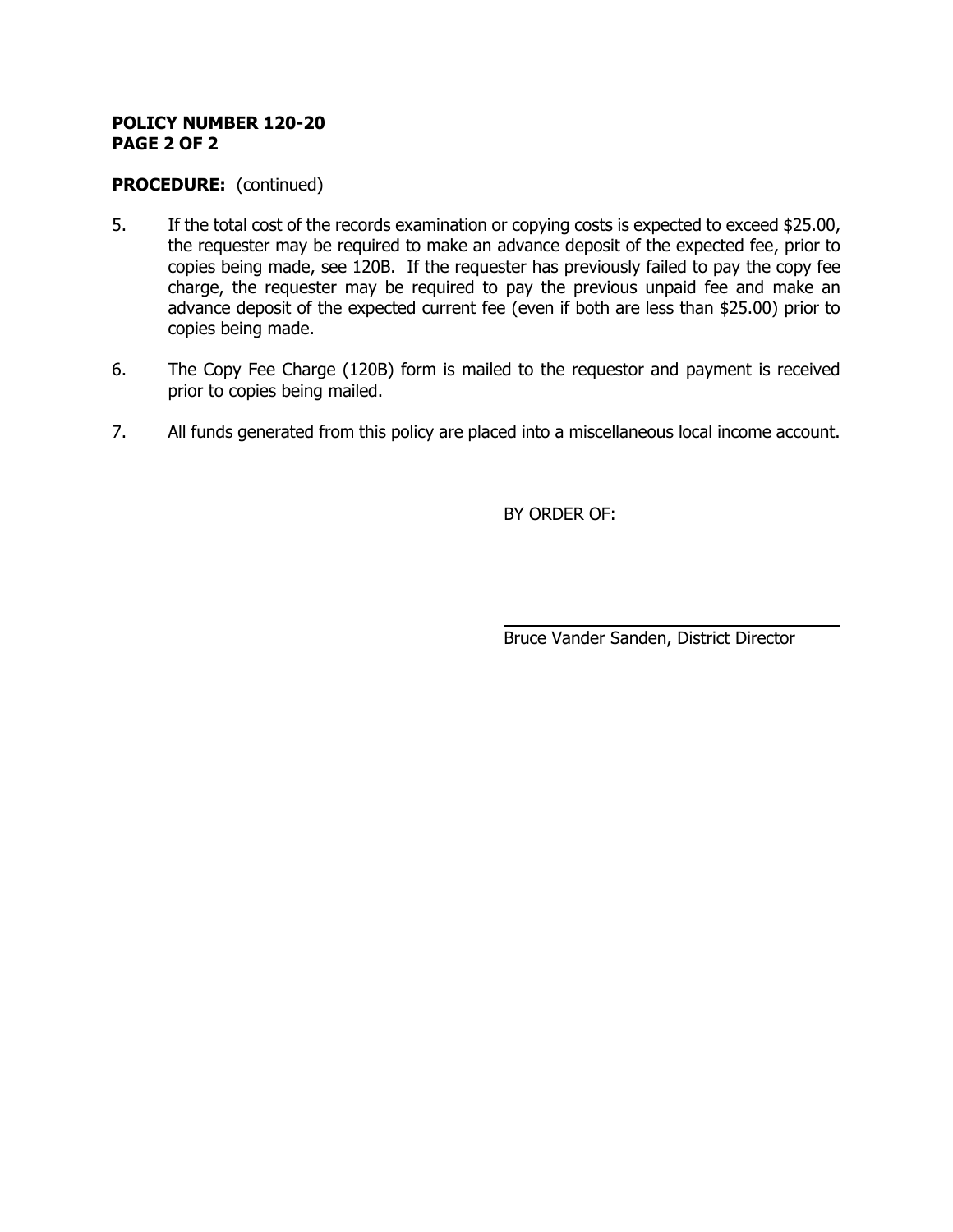**POLICY NUMBER 120-20**
**PAGE 2 OF 2**

**PROCEDURE:** (continued)

5. If the total cost of the records examination or copying costs is expected to exceed $25.00, the requester may be required to make an advance deposit of the expected fee, prior to copies being made, see 120B. If the requester has previously failed to pay the copy fee charge, the requester may be required to pay the previous unpaid fee and make an advance deposit of the expected current fee (even if both are less than $25.00) prior to copies being made.

6. The Copy Fee Charge (120B) form is mailed to the requestor and payment is received prior to copies being mailed.

7. All funds generated from this policy are placed into a miscellaneous local income account.

BY ORDER OF:

Bruce Vander Sanden, District Director